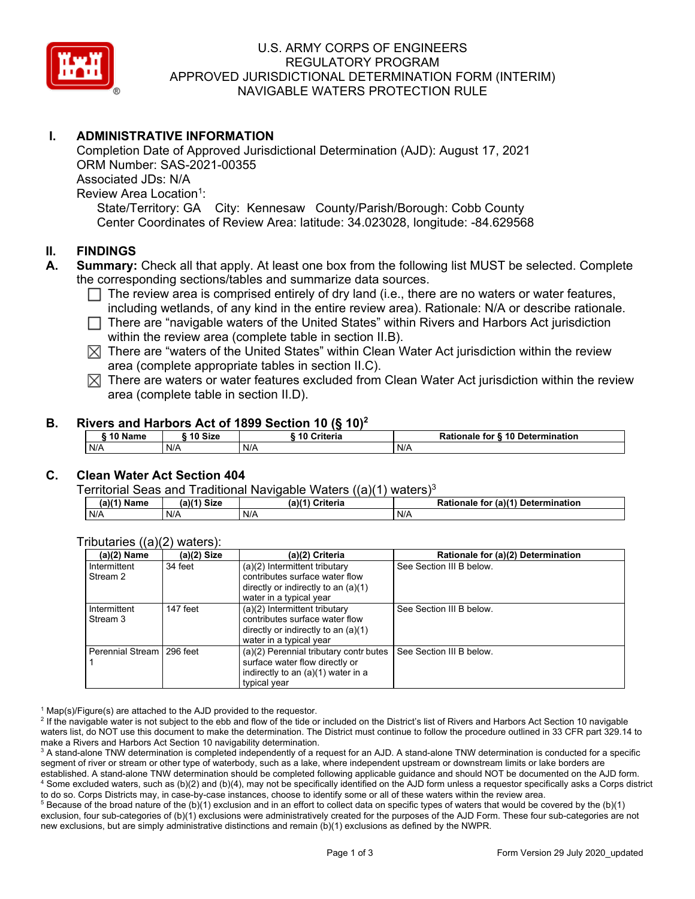# U.S. ARMY CORPS OF ENGINEERS
# REGULATORY PROGRAM
# APPROVED JURISDICTIONAL DETERMINATION FORM (INTERIM)
# NAVIGABLE WATERS PROTECTION RULE

## I. ADMINISTRATIVE INFORMATION

Completion Date of Approved Jurisdictional Determination (AJD): August 17, 2021
ORM Number: SAS-2021-00355
Associated JDs: N/A
Review Area Location[1]:
State/Territory: GA City: Kennesaw County/Parish/Borough: Cobb County
Center Coordinates of Review Area: latitude: 34.023028, longitude: -84.629568

## II. FINDINGS

**A. Summary:** Check all that apply. At least one box from the following list MUST be selected. Complete the corresponding sections/tables and summarize data sources.

- ☐ The review area is comprised entirely of dry land (i.e., there are no waters or water features, including wetlands, of any kind in the entire review area). Rationale: N/A or describe rationale.
- ☐ There are "navigable waters of the United States" within Rivers and Harbors Act jurisdiction within the review area (complete table in section II.B).
- ☒ There are "waters of the United States" within Clean Water Act jurisdiction within the review area (complete appropriate tables in section II.C).
- ☒ There are waters or water features excluded from Clean Water Act jurisdiction within the review area (complete table in section II.D).

### B. Rivers and Harbors Act of 1899 Section 10 (§ 10)[2]

| § 10 Name | § 10 Size | § 10 Criteria | Rationale for § 10 Determination |
|---|---|---|---|
| N/A | N/A | N/A | N/A |

### C. Clean Water Act Section 404

Territorial Seas and Traditional Navigable Waters ((a)(1) waters)[3]

| (a)(1) Name | (a)(1) Size | (a)(1) Criteria | Rationale for (a)(1) Determination |
|---|---|---|---|
| N/A | N/A | N/A | N/A |

Tributaries ((a)(2) waters):

| (a)(2) Name | (a)(2) Size | (a)(2) Criteria | Rationale for (a)(2) Determination |
|---|---|---|---|
| Intermittent Stream 2 | 34 feet | (a)(2) Intermittent tributary contributes surface water flow directly or indirectly to an (a)(1) water in a typical year | See Section III B below. |
| Intermittent Stream 3 | 147 feet | (a)(2) Intermittent tributary contributes surface water flow directly or indirectly to an (a)(1) water in a typical year | See Section III B below. |
| Perennial Stream 1 | 296 feet | (a)(2) Perennial tributary contr butes surface water flow directly or indirectly to an (a)(1) water in a typical year | See Section III B below. |

[1] Map(s)/Figure(s) are attached to the AJD provided to the requestor.
[2] If the navigable water is not subject to the ebb and flow of the tide or included on the District's list of Rivers and Harbors Act Section 10 navigable waters list, do NOT use this document to make the determination. The District must continue to follow the procedure outlined in 33 CFR part 329.14 to make a Rivers and Harbors Act Section 10 navigability determination.
[3] A stand-alone TNW determination is completed independently of a request for an AJD. A stand-alone TNW determination is conducted for a specific segment of river or stream or other type of waterbody, such as a lake, where independent upstream or downstream limits or lake borders are established. A stand-alone TNW determination should be completed following applicable guidance and should NOT be documented on the AJD form.
[4] Some excluded waters, such as (b)(2) and (b)(4), may not be specifically identified on the AJD form unless a requestor specifically asks a Corps district to do so. Corps Districts may, in case-by-case instances, choose to identify some or all of these waters within the review area.
[5] Because of the broad nature of the (b)(1) exclusion and in an effort to collect data on specific types of waters that would be covered by the (b)(1) exclusion, four sub-categories of (b)(1) exclusions were administratively created for the purposes of the AJD Form. These four sub-categories are not new exclusions, but are simply administrative distinctions and remain (b)(1) exclusions as defined by the NWPR.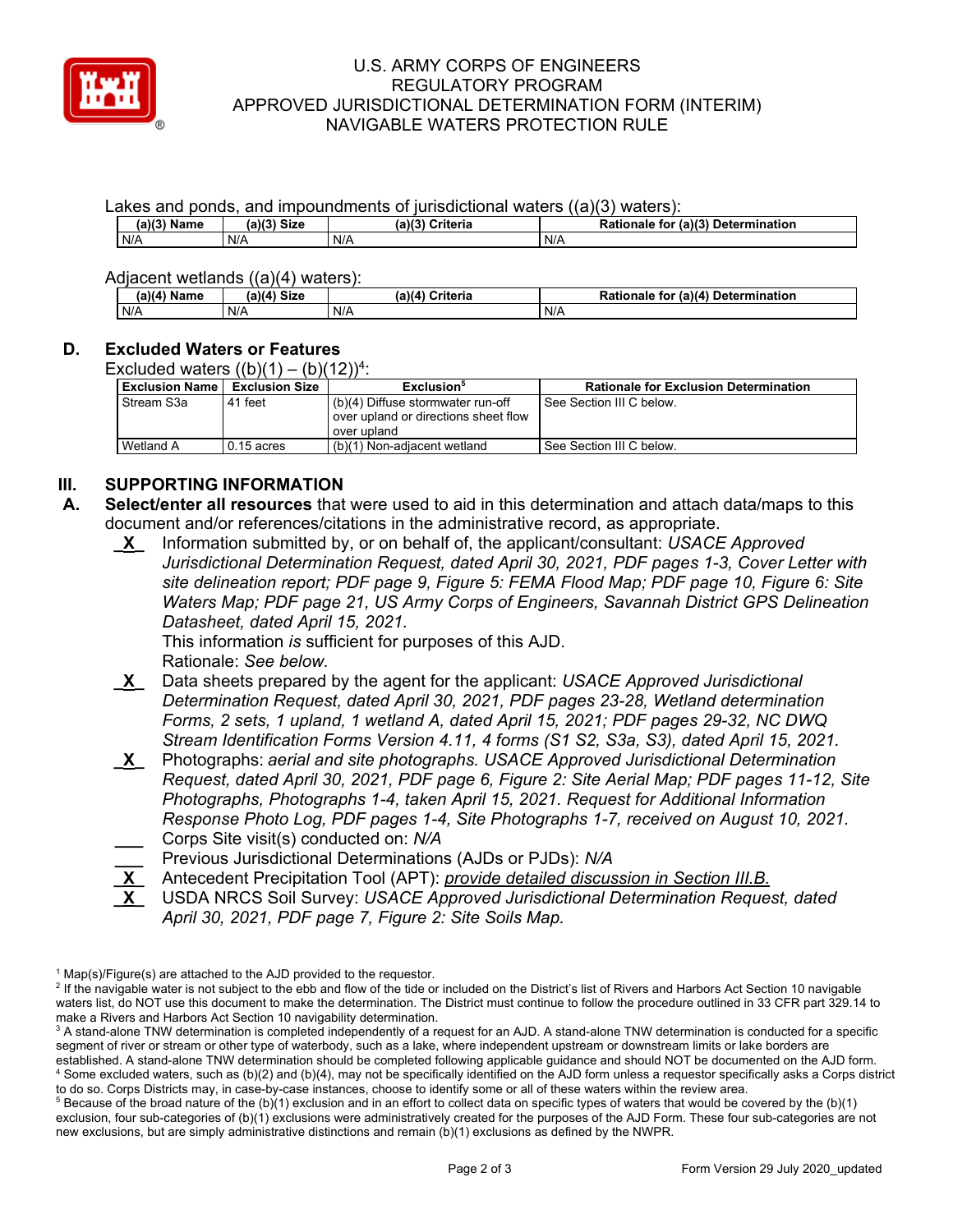Lakes and ponds, and impoundments of jurisdictional waters ((a)(3) waters):

| (a)(3) Name | (a)(3) Size | (a)(3) Criteria | Rationale for (a)(3) Determination |
|---|---|---|---|
| N/A | N/A | N/A | N/A |

Adjacent wetlands ((a)(4) waters):

| (a)(4) Name | (a)(4) Size | (a)(4) Criteria | Rationale for (a)(4) Determination |
|---|---|---|---|
| N/A | N/A | N/A | N/A |

## D. Excluded Waters or Features

Excluded waters ((b)(1) – (b)(12))[4]:

| Exclusion Name | Exclusion Size | Exclusion[5] | Rationale for Exclusion Determination |
|---|---|---|---|
| Stream S3a | 41 feet | (b)(4) Diffuse stormwater run-off over upland or directions sheet flow over upland | See Section III C below. |
| Wetland A | 0.15 acres | (b)(1) Non-adjacent wetland | See Section III C below. |

# III. SUPPORTING INFORMATION

**A. Select/enter all resources** that were used to aid in this determination and attach data/maps to this document and/or references/citations in the administrative record, as appropriate.

_X_ Information submitted by, or on behalf of, the applicant/consultant: *USACE Approved Jurisdictional Determination Request, dated April 30, 2021, PDF pages 1-3, Cover Letter with site delineation report; PDF page 9, Figure 5: FEMA Flood Map; PDF page 10, Figure 6: Site Waters Map; PDF page 21, US Army Corps of Engineers, Savannah District GPS Delineation Datasheet, dated April 15, 2021.*
This information *is* sufficient for purposes of this AJD.
Rationale: *See below.*

_X_ Data sheets prepared by the agent for the applicant: *USACE Approved Jurisdictional Determination Request, dated April 30, 2021, PDF pages 23-28, Wetland determination Forms, 2 sets, 1 upland, 1 wetland A, dated April 15, 2021; PDF pages 29-32, NC DWQ Stream Identification Forms Version 4.11, 4 forms (S1 S2, S3a, S3), dated April 15, 2021.*

_X_ Photographs: *aerial and site photographs. USACE Approved Jurisdictional Determination Request, dated April 30, 2021, PDF page 6, Figure 2: Site Aerial Map; PDF pages 11-12, Site Photographs, Photographs 1-4, taken April 15, 2021. Request for Additional Information Response Photo Log, PDF pages 1-4, Site Photographs 1-7, received on August 10, 2021.*

___ Corps Site visit(s) conducted on: *N/A*

___ Previous Jurisdictional Determinations (AJDs or PJDs): *N/A*

_X_ Antecedent Precipitation Tool (APT): *provide detailed discussion in Section III.B.*

_X_ USDA NRCS Soil Survey: *USACE Approved Jurisdictional Determination Request, dated April 30, 2021, PDF page 7, Figure 2: Site Soils Map.*

---

[1] Map(s)/Figure(s) are attached to the AJD provided to the requestor.

[2] If the navigable water is not subject to the ebb and flow of the tide or included on the District's list of Rivers and Harbors Act Section 10 navigable waters list, do NOT use this document to make the determination. The District must continue to follow the procedure outlined in 33 CFR part 329.14 to make a Rivers and Harbors Act Section 10 navigability determination.

[3] A stand-alone TNW determination is completed independently of a request for an AJD. A stand-alone TNW determination is conducted for a specific segment of river or stream or other type of waterbody, such as a lake, where independent upstream or downstream limits or lake borders are established. A stand-alone TNW determination should be completed following applicable guidance and should NOT be documented on the AJD form.

[4] Some excluded waters, such as (b)(2) and (b)(4), may not be specifically identified on the AJD form unless a requestor specifically asks a Corps district to do so. Corps Districts may, in case-by-case instances, choose to identify some or all of these waters within the review area.

[5] Because of the broad nature of the (b)(1) exclusion and in an effort to collect data on specific types of waters that would be covered by the (b)(1) exclusion, four sub-categories of (b)(1) exclusions were administratively created for the purposes of the AJD Form. These four sub-categories are not new exclusions, but are simply administrative distinctions and remain (b)(1) exclusions as defined by the NWPR.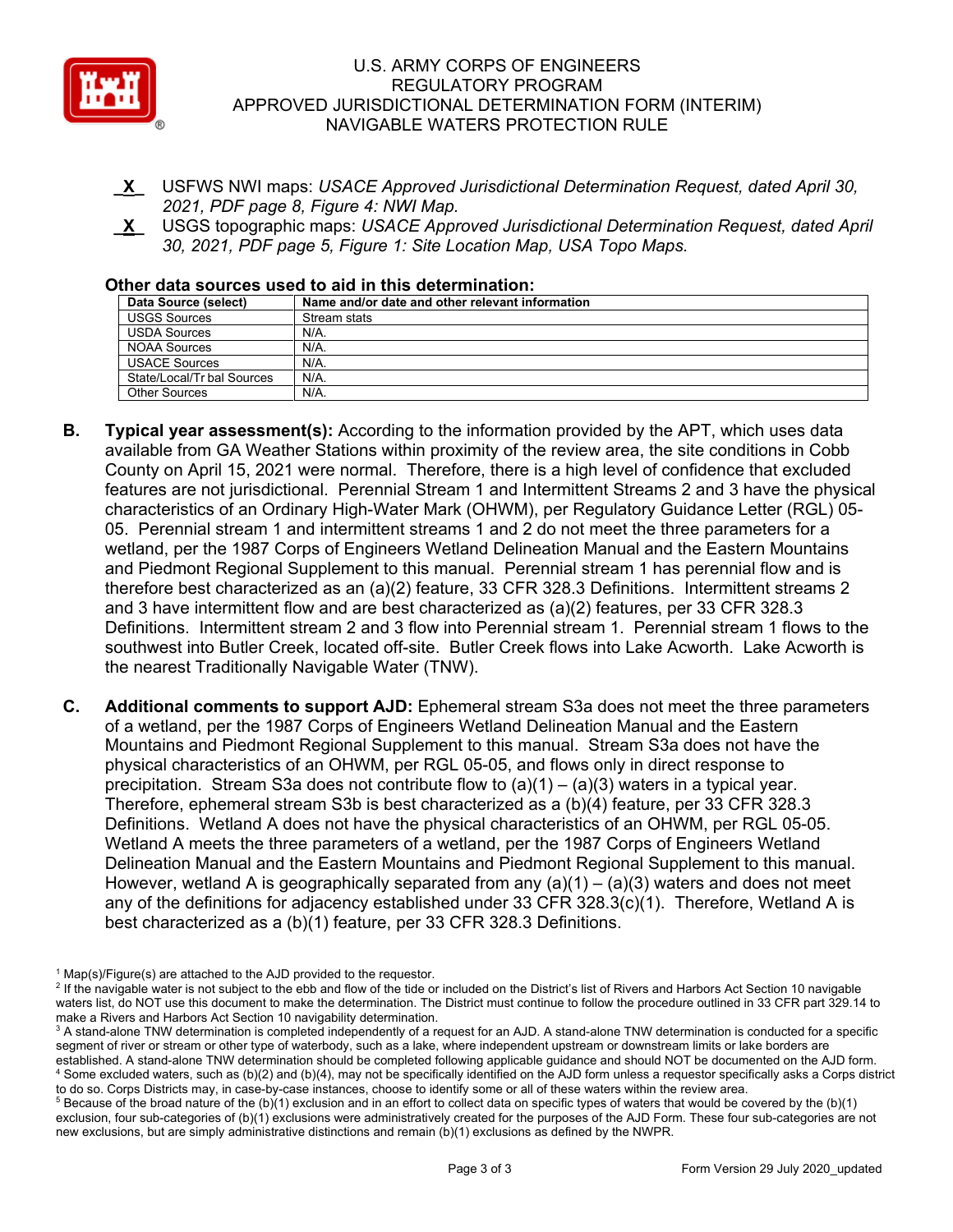_X_ USFWS NWI maps: *USACE Approved Jurisdictional Determination Request, dated April 30, 2021, PDF page 8, Figure 4: NWI Map.*

_X_ USGS topographic maps: *USACE Approved Jurisdictional Determination Request, dated April 30, 2021, PDF page 5, Figure 1: Site Location Map, USA Topo Maps.*

**Other data sources used to aid in this determination:**

| Data Source (select) | Name and/or date and other relevant information |
|---|---|
| USGS Sources | Stream stats |
| USDA Sources | N/A. |
| NOAA Sources | N/A. |
| USACE Sources | N/A. |
| State/Local/Tr bal Sources | N/A. |
| Other Sources | N/A. |

**B. Typical year assessment(s):** According to the information provided by the APT, which uses data available from GA Weather Stations within proximity of the review area, the site conditions in Cobb County on April 15, 2021 were normal. Therefore, there is a high level of confidence that excluded features are not jurisdictional. Perennial Stream 1 and Intermittent Streams 2 and 3 have the physical characteristics of an Ordinary High-Water Mark (OHWM), per Regulatory Guidance Letter (RGL) 05-05. Perennial stream 1 and intermittent streams 1 and 2 do not meet the three parameters for a wetland, per the 1987 Corps of Engineers Wetland Delineation Manual and the Eastern Mountains and Piedmont Regional Supplement to this manual. Perennial stream 1 has perennial flow and is therefore best characterized as an (a)(2) feature, 33 CFR 328.3 Definitions. Intermittent streams 2 and 3 have intermittent flow and are best characterized as (a)(2) features, per 33 CFR 328.3 Definitions. Intermittent stream 2 and 3 flow into Perennial stream 1. Perennial stream 1 flows to the southwest into Butler Creek, located off-site. Butler Creek flows into Lake Acworth. Lake Acworth is the nearest Traditionally Navigable Water (TNW).

**C. Additional comments to support AJD:** Ephemeral stream S3a does not meet the three parameters of a wetland, per the 1987 Corps of Engineers Wetland Delineation Manual and the Eastern Mountains and Piedmont Regional Supplement to this manual. Stream S3a does not have the physical characteristics of an OHWM, per RGL 05-05, and flows only in direct response to precipitation. Stream S3a does not contribute flow to (a)(1) – (a)(3) waters in a typical year. Therefore, ephemeral stream S3b is best characterized as a (b)(4) feature, per 33 CFR 328.3 Definitions. Wetland A does not have the physical characteristics of an OHWM, per RGL 05-05. Wetland A meets the three parameters of a wetland, per the 1987 Corps of Engineers Wetland Delineation Manual and the Eastern Mountains and Piedmont Regional Supplement to this manual. However, wetland A is geographically separated from any (a)(1) – (a)(3) waters and does not meet any of the definitions for adjacency established under 33 CFR 328.3(c)(1). Therefore, Wetland A is best characterized as a (b)(1) feature, per 33 CFR 328.3 Definitions.

[1] Map(s)/Figure(s) are attached to the AJD provided to the requestor.

[2] If the navigable water is not subject to the ebb and flow of the tide or included on the District's list of Rivers and Harbors Act Section 10 navigable waters list, do NOT use this document to make the determination. The District must continue to follow the procedure outlined in 33 CFR part 329.14 to make a Rivers and Harbors Act Section 10 navigability determination.

[3] A stand-alone TNW determination is completed independently of a request for an AJD. A stand-alone TNW determination is conducted for a specific segment of river or stream or other type of waterbody, such as a lake, where independent upstream or downstream limits or lake borders are established. A stand-alone TNW determination should be completed following applicable guidance and should NOT be documented on the AJD form.

[4] Some excluded waters, such as (b)(2) and (b)(4), may not be specifically identified on the AJD form unless a requestor specifically asks a Corps district to do so. Corps Districts may, in case-by-case instances, choose to identify some or all of these waters within the review area.

[5] Because of the broad nature of the (b)(1) exclusion and in an effort to collect data on specific types of waters that would be covered by the (b)(1) exclusion, four sub-categories of (b)(1) exclusions were administratively created for the purposes of the AJD Form. These four sub-categories are not new exclusions, but are simply administrative distinctions and remain (b)(1) exclusions as defined by the NWPR.